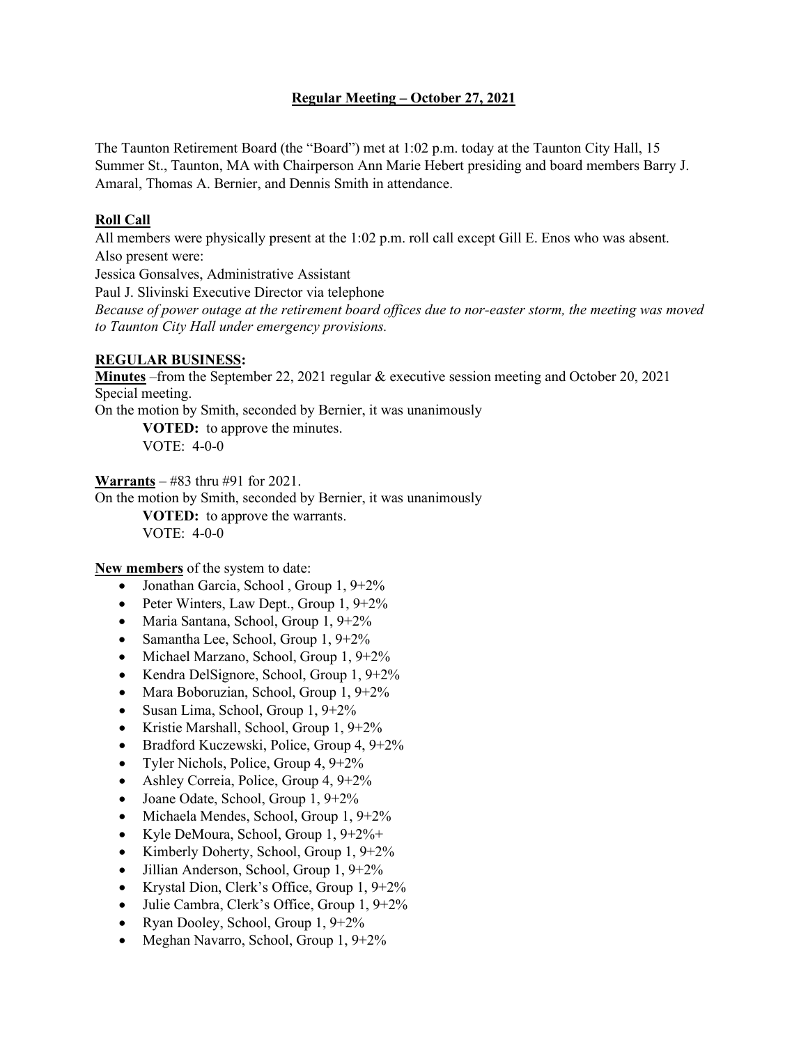## Regular Meeting – October 27, 2021

The Taunton Retirement Board (the "Board") met at 1:02 p.m. today at the Taunton City Hall, 15 Summer St., Taunton, MA with Chairperson Ann Marie Hebert presiding and board members Barry J. Amaral, Thomas A. Bernier, and Dennis Smith in attendance.

**Roll Call**

All members were physically present at the 1:02 p.m. roll call except Gill E. Enos who was absent.
Also present were:
Jessica Gonsalves, Administrative Assistant
Paul J. Slivinski Executive Director via telephone
*Because of power outage at the retirement board offices due to nor-easter storm, the meeting was moved to Taunton City Hall under emergency provisions.*

**REGULAR BUSINESS:**

**Minutes** –from the September 22, 2021 regular & executive session meeting and October 20, 2021 Special meeting.
On the motion by Smith, seconded by Bernier, it was unanimously

**VOTED:** to approve the minutes.
VOTE: 4-0-0

**Warrants** – #83 thru #91 for 2021.
On the motion by Smith, seconded by Bernier, it was unanimously

**VOTED:** to approve the warrants.
VOTE: 4-0-0

**New members** of the system to date:

- Jonathan Garcia, School , Group 1, 9+2%
- Peter Winters, Law Dept., Group 1, 9+2%
- Maria Santana, School, Group 1, 9+2%
- Samantha Lee, School, Group 1, 9+2%
- Michael Marzano, School, Group 1, 9+2%
- Kendra DelSignore, School, Group 1, 9+2%
- Mara Boboruzian, School, Group 1, 9+2%
- Susan Lima, School, Group 1, 9+2%
- Kristie Marshall, School, Group 1, 9+2%
- Bradford Kuczewski, Police, Group 4, 9+2%
- Tyler Nichols, Police, Group 4, 9+2%
- Ashley Correia, Police, Group 4, 9+2%
- Joane Odate, School, Group 1, 9+2%
- Michaela Mendes, School, Group 1, 9+2%
- Kyle DeMoura, School, Group 1, 9+2%+
- Kimberly Doherty, School, Group 1, 9+2%
- Jillian Anderson, School, Group 1, 9+2%
- Krystal Dion, Clerk's Office, Group 1, 9+2%
- Julie Cambra, Clerk's Office, Group 1, 9+2%
- Ryan Dooley, School, Group 1, 9+2%
- Meghan Navarro, School, Group 1, 9+2%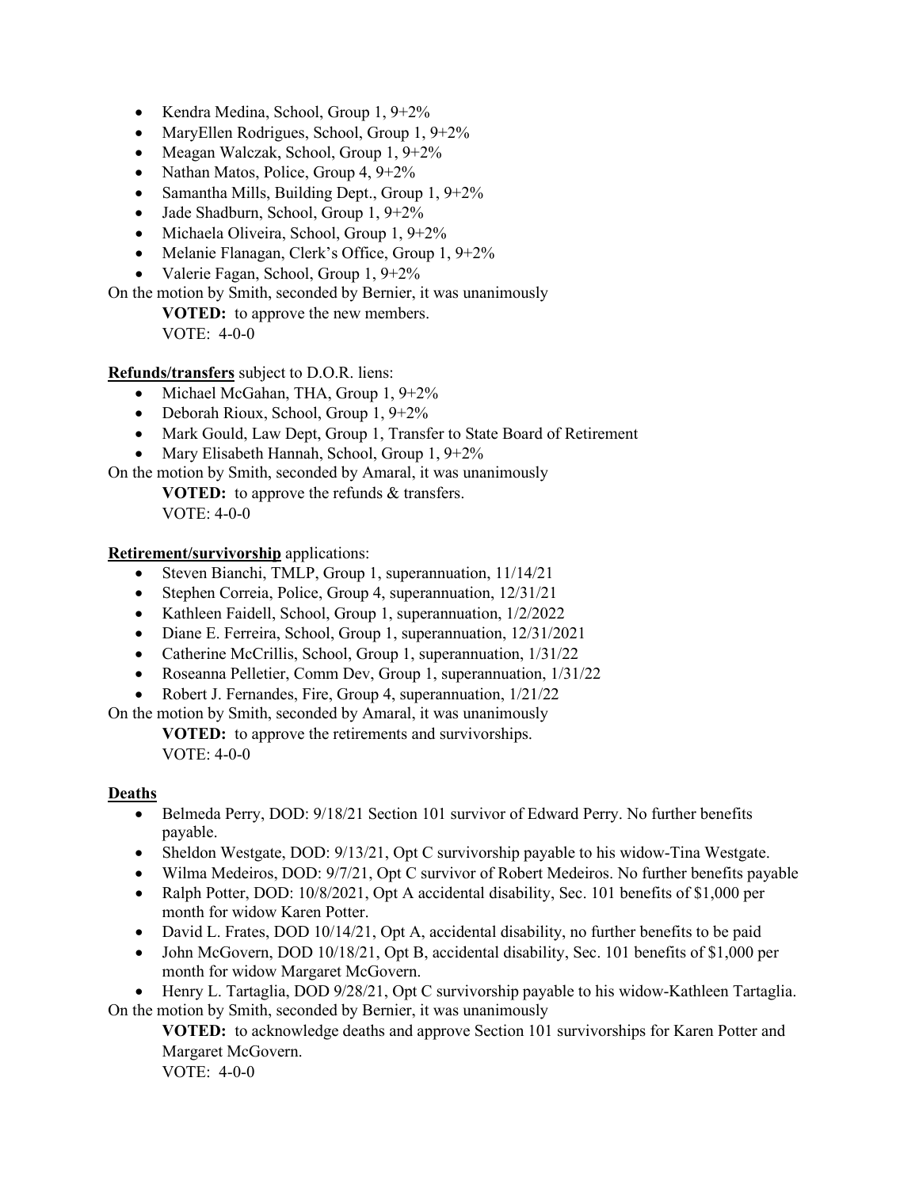- Kendra Medina, School, Group 1, 9+2%
- MaryEllen Rodrigues, School, Group 1, 9+2%
- Meagan Walczak, School, Group 1, 9+2%
- Nathan Matos, Police, Group 4, 9+2%
- Samantha Mills, Building Dept., Group 1, 9+2%
- Jade Shadburn, School, Group 1, 9+2%
- Michaela Oliveira, School, Group 1, 9+2%
- Melanie Flanagan, Clerk's Office, Group 1, 9+2%
- Valerie Fagan, School, Group 1, 9+2%

On the motion by Smith, seconded by Bernier, it was unanimously

**VOTED:** to approve the new members.
VOTE: 4-0-0

**Refunds/transfers** subject to D.O.R. liens:

- Michael McGahan, THA, Group 1, 9+2%
- Deborah Rioux, School, Group 1, 9+2%
- Mark Gould, Law Dept, Group 1, Transfer to State Board of Retirement
- Mary Elisabeth Hannah, School, Group 1, 9+2%

On the motion by Smith, seconded by Amaral, it was unanimously

**VOTED:** to approve the refunds & transfers.
VOTE: 4-0-0

**Retirement/survivorship** applications:

- Steven Bianchi, TMLP, Group 1, superannuation, 11/14/21
- Stephen Correia, Police, Group 4, superannuation, 12/31/21
- Kathleen Faidell, School, Group 1, superannuation, 1/2/2022
- Diane E. Ferreira, School, Group 1, superannuation, 12/31/2021
- Catherine McCrillis, School, Group 1, superannuation, 1/31/22
- Roseanna Pelletier, Comm Dev, Group 1, superannuation, 1/31/22
- Robert J. Fernandes, Fire, Group 4, superannuation, 1/21/22

On the motion by Smith, seconded by Amaral, it was unanimously

**VOTED:** to approve the retirements and survivorships.
VOTE: 4-0-0

**Deaths**

- Belmeda Perry, DOD: 9/18/21 Section 101 survivor of Edward Perry. No further benefits payable.
- Sheldon Westgate, DOD: 9/13/21, Opt C survivorship payable to his widow-Tina Westgate.
- Wilma Medeiros, DOD: 9/7/21, Opt C survivor of Robert Medeiros. No further benefits payable
- Ralph Potter, DOD: 10/8/2021, Opt A accidental disability, Sec. 101 benefits of $1,000 per month for widow Karen Potter.
- David L. Frates, DOD 10/14/21, Opt A, accidental disability, no further benefits to be paid
- John McGovern, DOD 10/18/21, Opt B, accidental disability, Sec. 101 benefits of $1,000 per month for widow Margaret McGovern.
- Henry L. Tartaglia, DOD 9/28/21, Opt C survivorship payable to his widow-Kathleen Tartaglia.

On the motion by Smith, seconded by Bernier, it was unanimously

**VOTED:** to acknowledge deaths and approve Section 101 survivorships for Karen Potter and Margaret McGovern.
VOTE: 4-0-0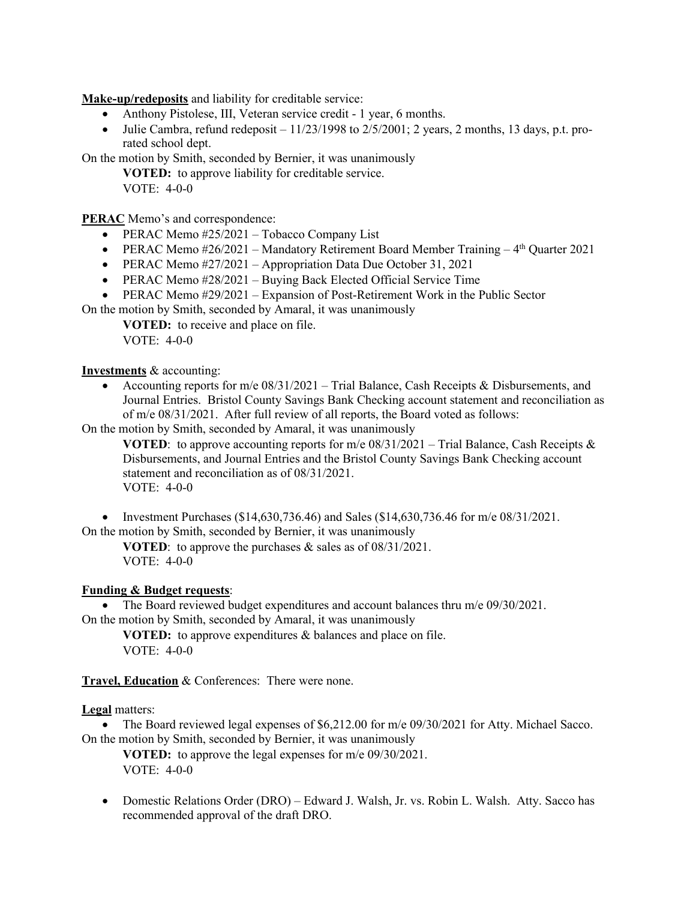**Make-up/redeposits** and liability for creditable service:

- Anthony Pistolese, III, Veteran service credit - 1 year, 6 months.
- Julie Cambra, refund redeposit – 11/23/1998 to 2/5/2001; 2 years, 2 months, 13 days, p.t. pro-rated school dept.

On the motion by Smith, seconded by Bernier, it was unanimously

> **VOTED:** to approve liability for creditable service.
> VOTE: 4-0-0

**PERAC** Memo's and correspondence:

- PERAC Memo #25/2021 – Tobacco Company List
- PERAC Memo #26/2021 – Mandatory Retirement Board Member Training – 4th Quarter 2021
- PERAC Memo #27/2021 – Appropriation Data Due October 31, 2021
- PERAC Memo #28/2021 – Buying Back Elected Official Service Time
- PERAC Memo #29/2021 – Expansion of Post-Retirement Work in the Public Sector

On the motion by Smith, seconded by Amaral, it was unanimously

> **VOTED:** to receive and place on file.
> VOTE: 4-0-0

**Investments** & accounting:

- Accounting reports for m/e 08/31/2021 – Trial Balance, Cash Receipts & Disbursements, and Journal Entries. Bristol County Savings Bank Checking account statement and reconciliation as of m/e 08/31/2021. After full review of all reports, the Board voted as follows:

On the motion by Smith, seconded by Amaral, it was unanimously

> **VOTED**: to approve accounting reports for m/e 08/31/2021 – Trial Balance, Cash Receipts & Disbursements, and Journal Entries and the Bristol County Savings Bank Checking account statement and reconciliation as of 08/31/2021.
> VOTE: 4-0-0

- Investment Purchases ($14,630,736.46) and Sales ($14,630,736.46 for m/e 08/31/2021.

On the motion by Smith, seconded by Bernier, it was unanimously

> **VOTED**: to approve the purchases & sales as of 08/31/2021.
> VOTE: 4-0-0

**Funding & Budget requests**:

- The Board reviewed budget expenditures and account balances thru m/e 09/30/2021.

On the motion by Smith, seconded by Amaral, it was unanimously

> **VOTED:** to approve expenditures & balances and place on file.
> VOTE: 4-0-0

**Travel, Education** & Conferences: There were none.

**Legal** matters:

- The Board reviewed legal expenses of $6,212.00 for m/e 09/30/2021 for Atty. Michael Sacco.

On the motion by Smith, seconded by Bernier, it was unanimously

> **VOTED:** to approve the legal expenses for m/e 09/30/2021.
> VOTE: 4-0-0

- Domestic Relations Order (DRO) – Edward J. Walsh, Jr. vs. Robin L. Walsh. Atty. Sacco has recommended approval of the draft DRO.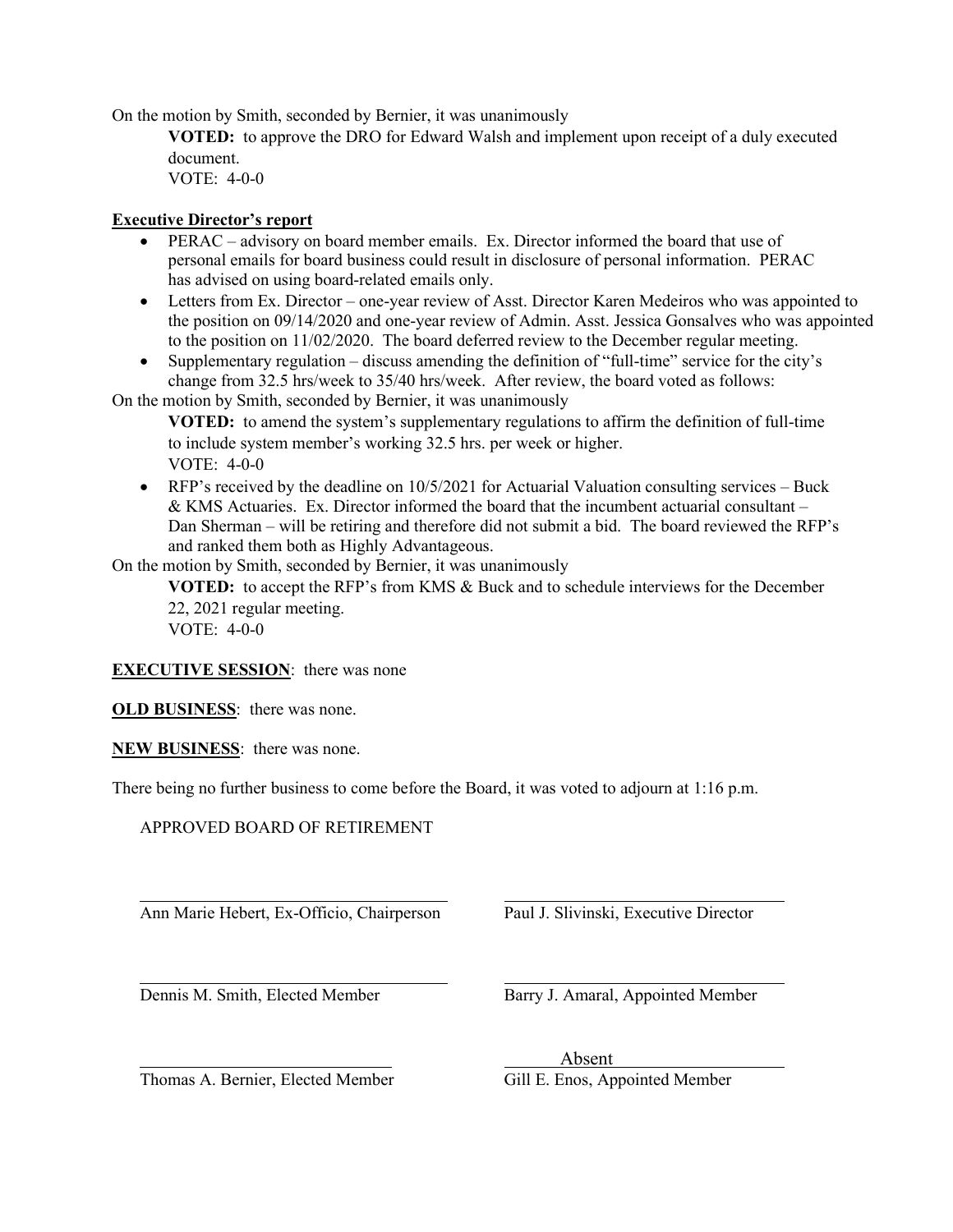On the motion by Smith, seconded by Bernier, it was unanimously

> **VOTED:** to approve the DRO for Edward Walsh and implement upon receipt of a duly executed document.
> VOTE: 4-0-0

**Executive Director's report**

- PERAC – advisory on board member emails. Ex. Director informed the board that use of personal emails for board business could result in disclosure of personal information. PERAC has advised on using board-related emails only.
- Letters from Ex. Director – one-year review of Asst. Director Karen Medeiros who was appointed to the position on 09/14/2020 and one-year review of Admin. Asst. Jessica Gonsalves who was appointed to the position on 11/02/2020. The board deferred review to the December regular meeting.
- Supplementary regulation – discuss amending the definition of "full-time" service for the city's change from 32.5 hrs/week to 35/40 hrs/week. After review, the board voted as follows:

On the motion by Smith, seconded by Bernier, it was unanimously

> **VOTED:** to amend the system's supplementary regulations to affirm the definition of full-time to include system member's working 32.5 hrs. per week or higher.
> VOTE: 4-0-0

- RFP's received by the deadline on 10/5/2021 for Actuarial Valuation consulting services – Buck & KMS Actuaries. Ex. Director informed the board that the incumbent actuarial consultant – Dan Sherman – will be retiring and therefore did not submit a bid. The board reviewed the RFP's and ranked them both as Highly Advantageous.

On the motion by Smith, seconded by Bernier, it was unanimously

> **VOTED:** to accept the RFP's from KMS & Buck and to schedule interviews for the December 22, 2021 regular meeting.
> VOTE: 4-0-0

**EXECUTIVE SESSION**: there was none

**OLD BUSINESS**: there was none.

**NEW BUSINESS**: there was none.

There being no further business to come before the Board, it was voted to adjourn at 1:16 p.m.

APPROVED BOARD OF RETIREMENT

| | |
|---|---|
| ______________________________ | ______________________________ |
| Ann Marie Hebert, Ex-Officio, Chairperson | Paul J. Slivinski, Executive Director |
| ______________________________ | ______________________________ |
| Dennis M. Smith, Elected Member | Barry J. Amaral, Appointed Member |
| ______________________________ | Absent |
| Thomas A. Bernier, Elected Member | Gill E. Enos, Appointed Member |